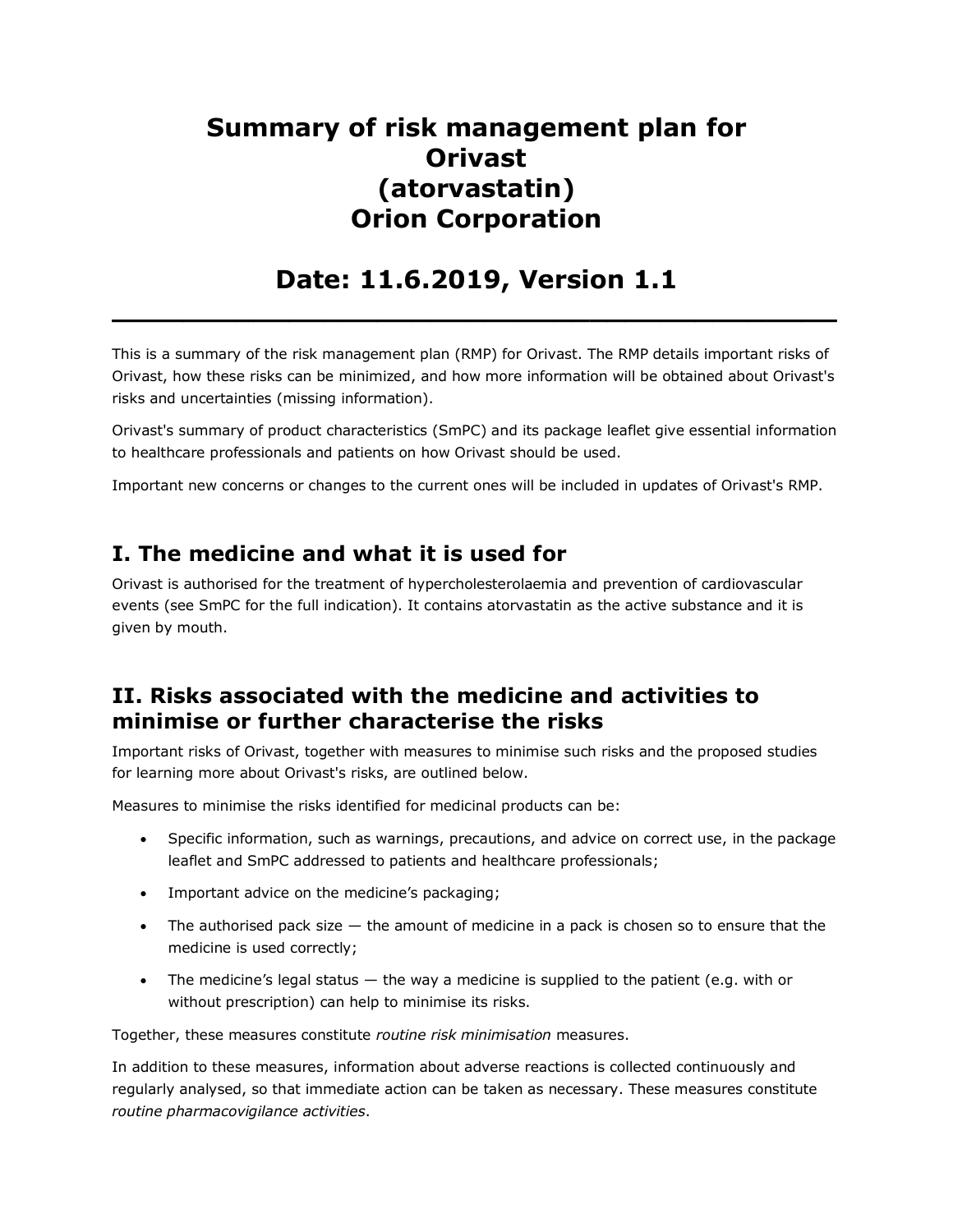# Summary of risk management plan for Orivast (atorvastatin) Orion Corporation

# Date: 11.6.2019, Version 1.1

---

This is a summary of the risk management plan (RMP) for Orivast. The RMP details important risks of Orivast, how these risks can be minimized, and how more information will be obtained about Orivast's risks and uncertainties (missing information).

Orivast's summary of product characteristics (SmPC) and its package leaflet give essential information to healthcare professionals and patients on how Orivast should be used.

Important new concerns or changes to the current ones will be included in updates of Orivast's RMP.

## I. The medicine and what it is used for

Orivast is authorised for the treatment of hypercholesterolaemia and prevention of cardiovascular events (see SmPC for the full indication). It contains atorvastatin as the active substance and it is given by mouth.

## II. Risks associated with the medicine and activities to minimise or further characterise the risks

Important risks of Orivast, together with measures to minimise such risks and the proposed studies for learning more about Orivast's risks, are outlined below.

Measures to minimise the risks identified for medicinal products can be:

- Specific information, such as warnings, precautions, and advice on correct use, in the package leaflet and SmPC addressed to patients and healthcare professionals;
- Important advice on the medicine's packaging;
- The authorised pack size — the amount of medicine in a pack is chosen so to ensure that the medicine is used correctly;
- The medicine's legal status — the way a medicine is supplied to the patient (e.g. with or without prescription) can help to minimise its risks.

Together, these measures constitute *routine risk minimisation* measures.

In addition to these measures, information about adverse reactions is collected continuously and regularly analysed, so that immediate action can be taken as necessary. These measures constitute *routine pharmacovigilance activities*.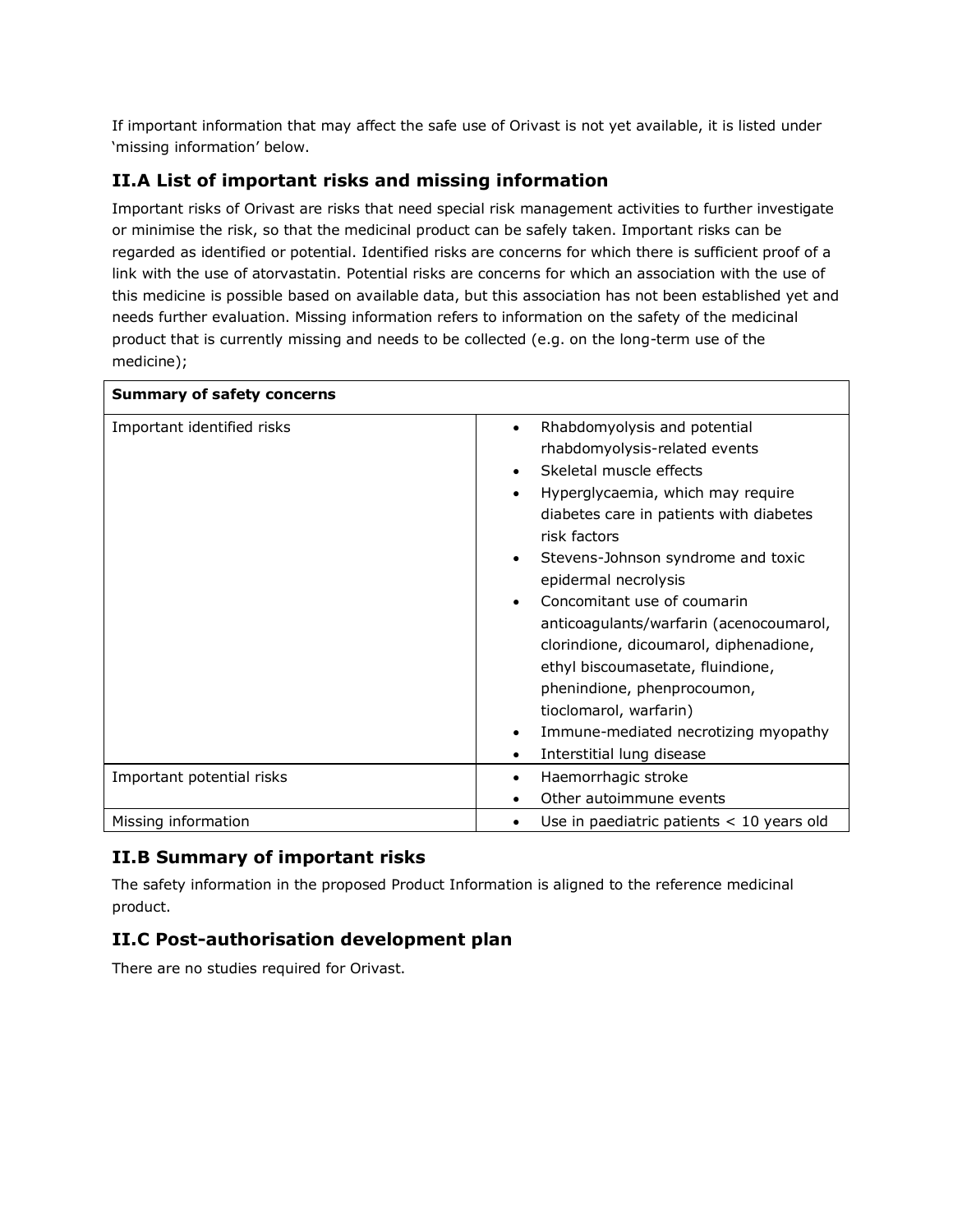If important information that may affect the safe use of Orivast is not yet available, it is listed under 'missing information' below.

## II.A List of important risks and missing information

Important risks of Orivast are risks that need special risk management activities to further investigate or minimise the risk, so that the medicinal product can be safely taken. Important risks can be regarded as identified or potential. Identified risks are concerns for which there is sufficient proof of a link with the use of atorvastatin. Potential risks are concerns for which an association with the use of this medicine is possible based on available data, but this association has not been established yet and needs further evaluation. Missing information refers to information on the safety of the medicinal product that is currently missing and needs to be collected (e.g. on the long-term use of the medicine);

| **Summary of safety concerns** | |
|---|---|
| Important identified risks | • Rhabdomyolysis and potential rhabdomyolysis-related events<br>• Skeletal muscle effects<br>• Hyperglycaemia, which may require diabetes care in patients with diabetes risk factors<br>• Stevens-Johnson syndrome and toxic epidermal necrolysis<br>• Concomitant use of coumarin anticoagulants/warfarin (acenocoumarol, clorindione, dicoumarol, diphenadione, ethyl biscoumasetate, fluindione, phenindione, phenprocoumon, tioclomarol, warfarin)<br>• Immune-mediated necrotizing myopathy<br>• Interstitial lung disease |
| Important potential risks | • Haemorrhagic stroke<br>• Other autoimmune events |
| Missing information | • Use in paediatric patients < 10 years old |

## II.B Summary of important risks

The safety information in the proposed Product Information is aligned to the reference medicinal product.

## II.C Post-authorisation development plan

There are no studies required for Orivast.